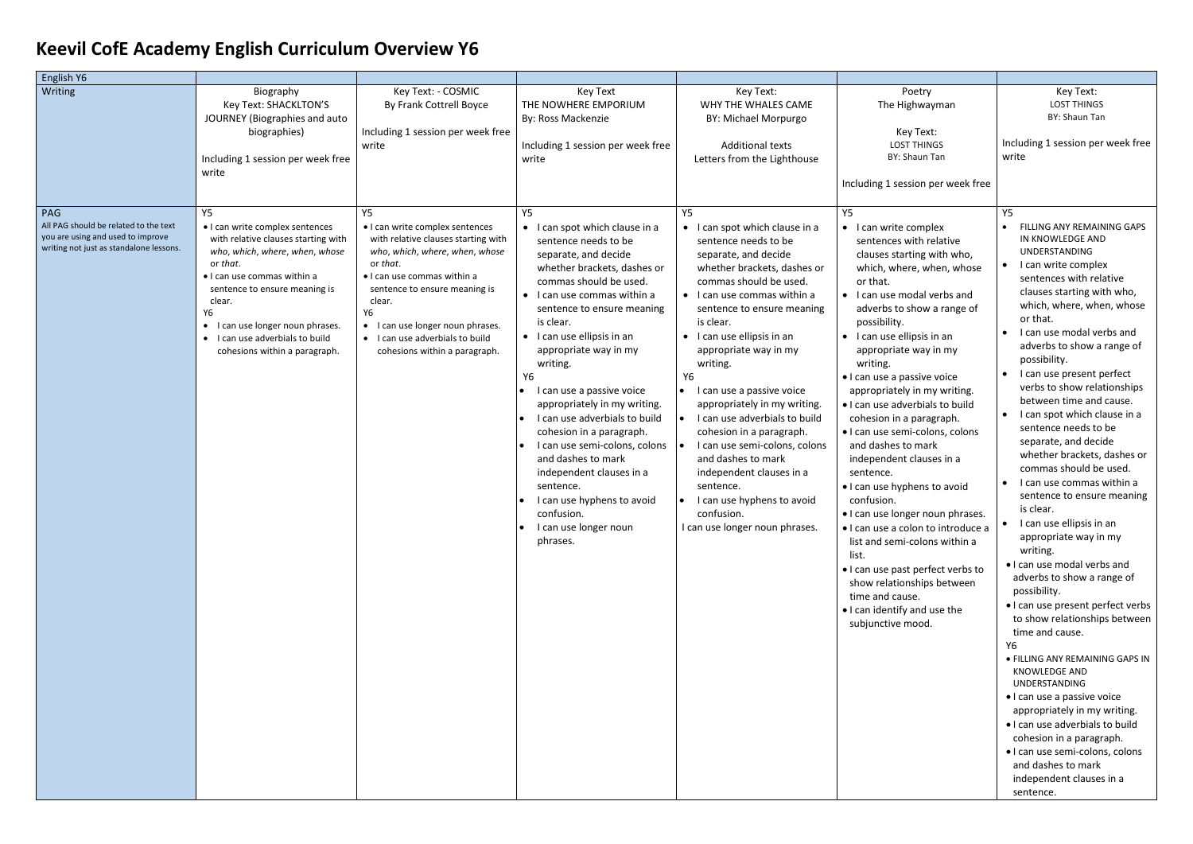# Keevil CofE Academy English Curriculum Overview Y6

| English Y6 | | | | | | |
|---|---|---|---|---|---|---|
| Writing | Biography<br>Key Text: SHACKLTON'S JOURNEY (Biographies and auto biographies)<br><br>Including 1 session per week free write | Key Text: - COSMIC<br>By Frank Cottrell Boyce<br><br>Including 1 session per week free write | Key Text<br>THE NOWHERE EMPORIUM<br>By: Ross Mackenzie<br><br>Including 1 session per week free write | Key Text:<br>WHY THE WHALES CAME<br>BY: Michael Morpurgo<br><br>Additional texts<br>Letters from the Lighthouse | Poetry<br>The Highwayman<br><br>Key Text:<br>LOST THINGS<br>BY: Shaun Tan<br><br>Including 1 session per week free | Key Text:<br>LOST THINGS<br>BY: Shaun Tan<br><br>Including 1 session per week free write |
| PAG<br>All PAG should be related to the text you are using and used to improve writing not just as standalone lessons. | Y5<br>• I can write complex sentences with relative clauses starting with *who, which, where, when, whose* or *that*.<br>• I can use commas within a sentence to ensure meaning is clear.<br>Y6<br>• I can use longer noun phrases.<br>• I can use adverbials to build cohesions within a paragraph. | Y5<br>• I can write complex sentences with relative clauses starting with *who, which, where, when, whose* or *that*.<br>• I can use commas within a sentence to ensure meaning is clear.<br>Y6<br>• I can use longer noun phrases.<br>• I can use adverbials to build cohesions within a paragraph. | Y5<br>• I can spot which clause in a sentence needs to be separate, and decide whether brackets, dashes or commas should be used.<br>• I can use commas within a sentence to ensure meaning is clear.<br>• I can use ellipsis in an appropriate way in my writing.<br>Y6<br>• I can use a passive voice appropriately in my writing.<br>• I can use adverbials to build cohesion in a paragraph.<br>• I can use semi-colons, colons and dashes to mark independent clauses in a sentence.<br>• I can use hyphens to avoid confusion.<br>• I can use longer noun phrases. | Y5<br>• I can spot which clause in a sentence needs to be separate, and decide whether brackets, dashes or commas should be used.<br>• I can use commas within a sentence to ensure meaning is clear.<br>• I can use ellipsis in an appropriate way in my writing.<br>Y6<br>• I can use a passive voice appropriately in my writing.<br>• I can use adverbials to build cohesion in a paragraph.<br>• I can use semi-colons, colons and dashes to mark independent clauses in a sentence.<br>• I can use hyphens to avoid confusion.<br>I can use longer noun phrases. | Y5<br>• I can write complex sentences with relative clauses starting with who, which, where, when, whose or that.<br>• I can use modal verbs and adverbs to show a range of possibility.<br>• I can use ellipsis in an appropriate way in my writing.<br>• I can use a passive voice appropriately in my writing.<br>• I can use adverbials to build cohesion in a paragraph.<br>• I can use semi-colons, colons and dashes to mark independent clauses in a sentence.<br>• I can use hyphens to avoid confusion.<br>• I can use longer noun phrases.<br>• I can use a colon to introduce a list and semi-colons within a list.<br>• I can use past perfect verbs to show relationships between time and cause.<br>• I can identify and use the subjunctive mood. | Y5<br>• FILLING ANY REMAINING GAPS IN KNOWLEDGE AND UNDERSTANDING<br>• I can write complex sentences with relative clauses starting with who, which, where, when, whose or that.<br>• I can use modal verbs and adverbs to show a range of possibility.<br>• I can use present perfect verbs to show relationships between time and cause.<br>• I can spot which clause in a sentence needs to be separate, and decide whether brackets, dashes or commas should be used.<br>• I can use commas within a sentence to ensure meaning is clear.<br>• I can use ellipsis in an appropriate way in my writing.<br>• I can use modal verbs and adverbs to show a range of possibility.<br>• I can use present perfect verbs to show relationships between time and cause.<br>Y6<br>• FILLING ANY REMAINING GAPS IN KNOWLEDGE AND UNDERSTANDING<br>• I can use a passive voice appropriately in my writing.<br>• I can use adverbials to build cohesion in a paragraph.<br>• I can use semi-colons, colons and dashes to mark independent clauses in a sentence. |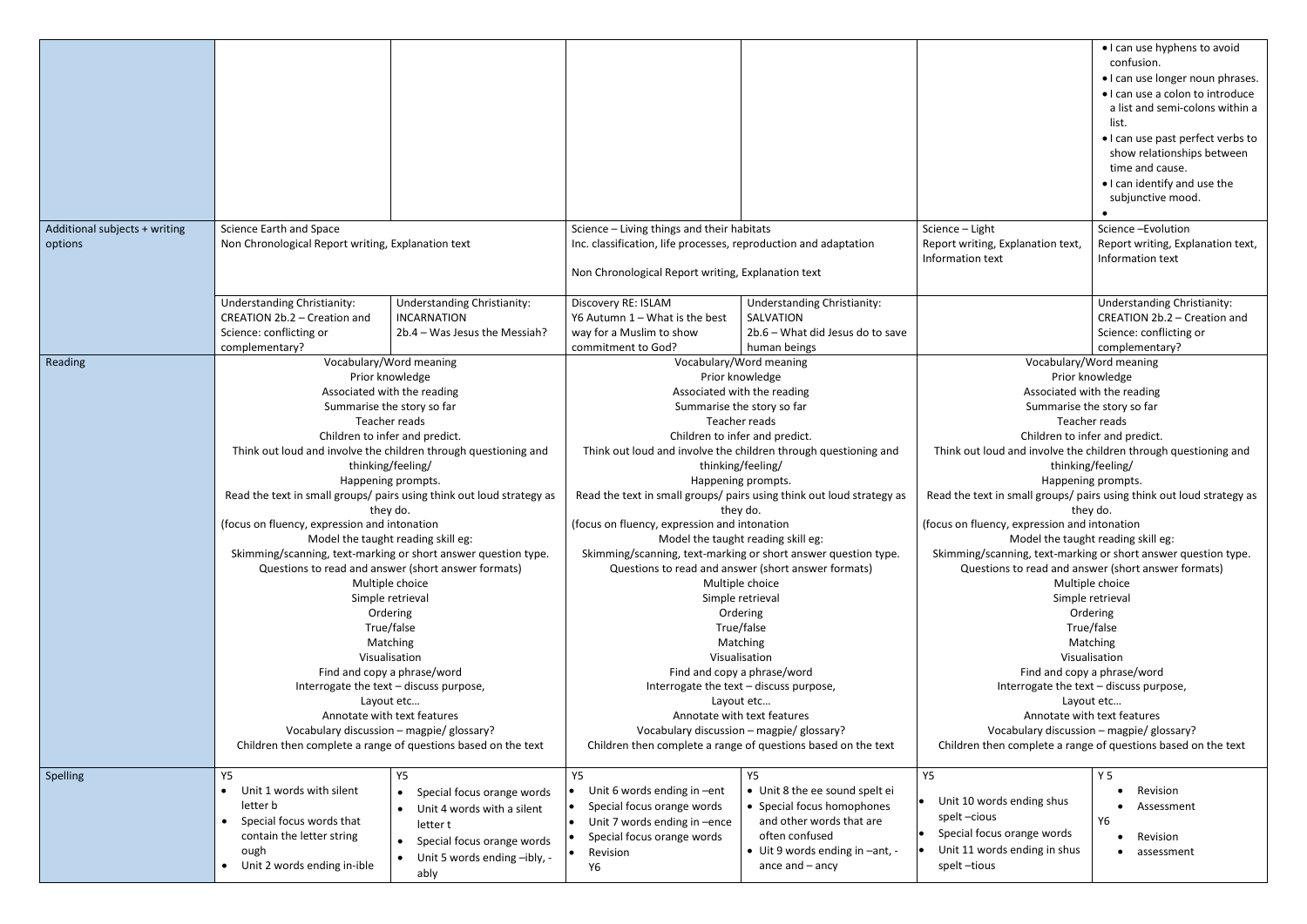| | | | | | | |
|---|---|---|---|---|---|---|
| | | | | | | • I can use hyphens to avoid confusion.<br>• I can use longer noun phrases.<br>• I can use a colon to introduce a list and semi-colons within a list.<br>• I can use past perfect verbs to show relationships between time and cause.<br>• I can identify and use the subjunctive mood.<br>• |
| Additional subjects + writing options | Science Earth and Space<br>Non Chronological Report writing, Explanation text | | Science – Living things and their habitats<br>Inc. classification, life processes, reproduction and adaptation<br><br>Non Chronological Report writing, Explanation text | | Science – Light<br>Report writing, Explanation text, Information text | Science –Evolution<br>Report writing, Explanation text, Information text |
| | Understanding Christianity: CREATION 2b.2 – Creation and Science: conflicting or complementary? | Understanding Christianity: INCARNATION<br>2b.4 – Was Jesus the Messiah? | Discovery RE: ISLAM<br>Y6 Autumn 1 – What is the best way for a Muslim to show commitment to God? | Understanding Christianity: SALVATION<br>2b.6 – What did Jesus do to save human beings | | Understanding Christianity: CREATION 2b.2 – Creation and Science: conflicting or complementary? |
| Reading | Vocabulary/Word meaning<br>Prior knowledge<br>Associated with the reading<br>Summarise the story so far<br>Teacher reads<br>Children to infer and predict.<br>Think out loud and involve the children through questioning and thinking/feeling/<br>Happening prompts.<br>Read the text in small groups/ pairs using think out loud strategy as they do.<br>(focus on fluency, expression and intonation<br>Model the taught reading skill eg:<br>Skimming/scanning, text-marking or short answer question type.<br>Questions to read and answer (short answer formats)<br>Multiple choice<br>Simple retrieval<br>Ordering<br>True/false<br>Matching<br>Visualisation<br>Find and copy a phrase/word<br>Interrogate the text – discuss purpose,<br>Layout etc…<br>Annotate with text features<br>Vocabulary discussion – magpie/ glossary?<br>Children then complete a range of questions based on the text | | Vocabulary/Word meaning<br>Prior knowledge<br>Associated with the reading<br>Summarise the story so far<br>Teacher reads<br>Children to infer and predict.<br>Think out loud and involve the children through questioning and thinking/feeling/<br>Happening prompts.<br>Read the text in small groups/ pairs using think out loud strategy as they do.<br>(focus on fluency, expression and intonation<br>Model the taught reading skill eg:<br>Skimming/scanning, text-marking or short answer question type.<br>Questions to read and answer (short answer formats)<br>Multiple choice<br>Simple retrieval<br>Ordering<br>True/false<br>Matching<br>Visualisation<br>Find and copy a phrase/word<br>Interrogate the text – discuss purpose,<br>Layout etc…<br>Annotate with text features<br>Vocabulary discussion – magpie/ glossary?<br>Children then complete a range of questions based on the text | | Vocabulary/Word meaning<br>Prior knowledge<br>Associated with the reading<br>Summarise the story so far<br>Teacher reads<br>Children to infer and predict.<br>Think out loud and involve the children through questioning and thinking/feeling/<br>Happening prompts.<br>Read the text in small groups/ pairs using think out loud strategy as they do.<br>(focus on fluency, expression and intonation<br>Model the taught reading skill eg:<br>Skimming/scanning, text-marking or short answer question type.<br>Questions to read and answer (short answer formats)<br>Multiple choice<br>Simple retrieval<br>Ordering<br>True/false<br>Matching<br>Visualisation<br>Find and copy a phrase/word<br>Interrogate the text – discuss purpose,<br>Layout etc…<br>Annotate with text features<br>Vocabulary discussion – magpie/ glossary?<br>Children then complete a range of questions based on the text | |
| Spelling | Y5<br>• Unit 1 words with silent letter b<br>• Special focus words that contain the letter string ough<br>• Unit 2 words ending in-ible | Y5<br>• Special focus orange words<br>• Unit 4 words with a silent letter t<br>• Special focus orange words<br>• Unit 5 words ending –ibly, -ably | Y5<br>• Unit 6 words ending in –ent<br>• Special focus orange words<br>• Unit 7 words ending in –ence<br>• Special focus orange words<br>• Revision<br>Y6 | Y5<br>• Unit 8 the ee sound spelt ei<br>• Special focus homophones and other words that are often confused<br>• Uit 9 words ending in –ant, -ance and – ancy | Y5<br>• Unit 10 words ending shus spelt –cious<br>• Special focus orange words<br>• Unit 11 words ending in shus spelt –tious | Y 5<br>• Revision<br>• Assessment<br>Y6<br>• Revision<br>• assessment |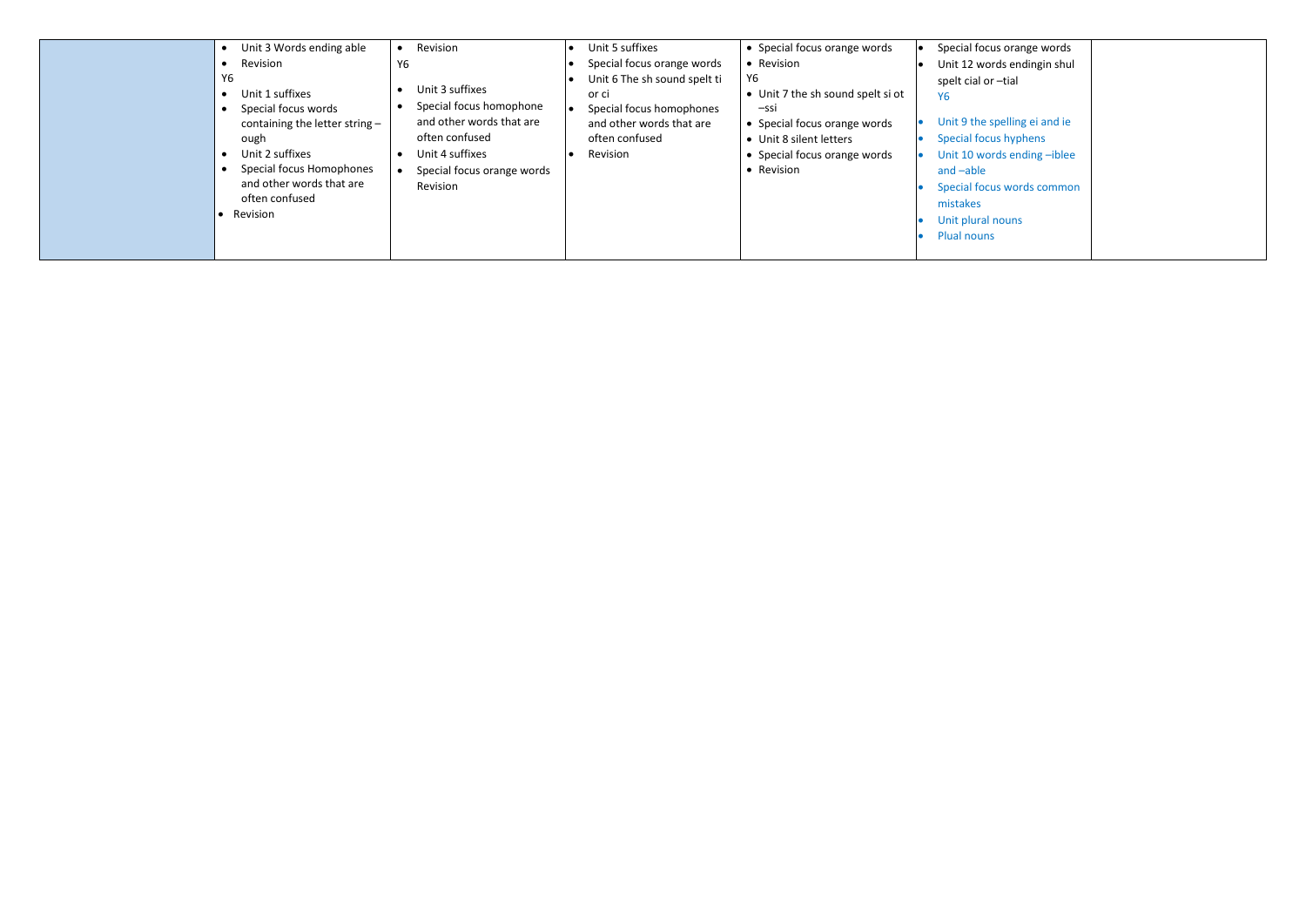| | | | | | | |
|---|---|---|---|---|---|---|
| | • Unit 3 Words ending able<br>• Revision<br>Y6<br>• Unit 1 suffixes<br>• Special focus words containing the letter string –ough<br>• Unit 2 suffixes<br>• Special focus Homophones and other words that are often confused<br>• Revision | • Revision<br>Y6<br>• Unit 3 suffixes<br>• Special focus homophone and other words that are often confused<br>• Unit 4 suffixes<br>• Special focus orange words Revision | • Unit 5 suffixes<br>• Special focus orange words<br>• Unit 6 The sh sound spelt ti or ci<br>• Special focus homophones and other words that are often confused<br>• Revision | • Special focus orange words<br>• Revision<br>Y6<br>• Unit 7 the sh sound spelt si ot –ssi<br>• Special focus orange words<br>• Unit 8 silent letters<br>• Special focus orange words<br>• Revision | • Special focus orange words<br>• Unit 12 words endingin shul spelt cial or –tial<br>Y6<br>• Unit 9 the spelling ei and ie<br>• Special focus hyphens<br>• Unit 10 words ending –iblee and –able<br>• Special focus words common mistakes<br>• Unit plural nouns<br>• Plual nouns | |